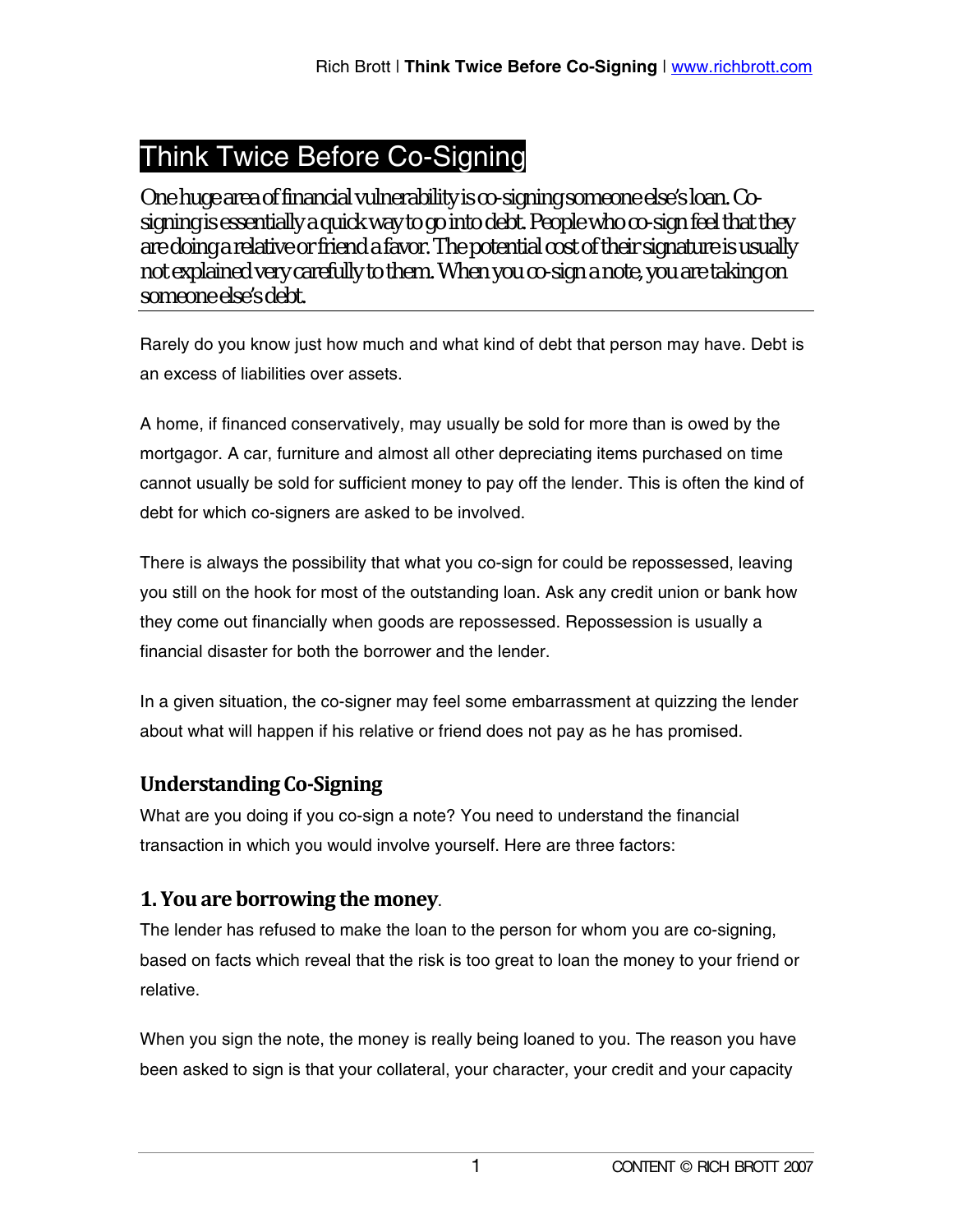# Think Twice Before Co-Signing

One huge area of financial vulnerability is co-signing someone else's loan. Co-signing is essentially a quick way to go into debt. People who co-sign feel that they are doing a relative or friend a favor. The potential cost of their signature is usually not explained very carefully to them. When you co-sign a note, you are taking on someone else's debt.

---

Rarely do you know just how much and what kind of debt that person may have. Debt is an excess of liabilities over assets.

A home, if financed conservatively, may usually be sold for more than is owed by the mortgagor. A car, furniture and almost all other depreciating items purchased on time cannot usually be sold for sufficient money to pay off the lender. This is often the kind of debt for which co-signers are asked to be involved.

There is always the possibility that what you co-sign for could be repossessed, leaving you still on the hook for most of the outstanding loan. Ask any credit union or bank how they come out financially when goods are repossessed. Repossession is usually a financial disaster for both the borrower and the lender.

In a given situation, the co-signer may feel some embarrassment at quizzing the lender about what will happen if his relative or friend does not pay as he has promised.

### Understanding Co-Signing

What are you doing if you co-sign a note? You need to understand the financial transaction in which you would involve yourself. Here are three factors:

### 1. You are borrowing the money.

The lender has refused to make the loan to the person for whom you are co-signing, based on facts which reveal that the risk is too great to loan the money to your friend or relative.

When you sign the note, the money is really being loaned to you. The reason you have been asked to sign is that your collateral, your character, your credit and your capacity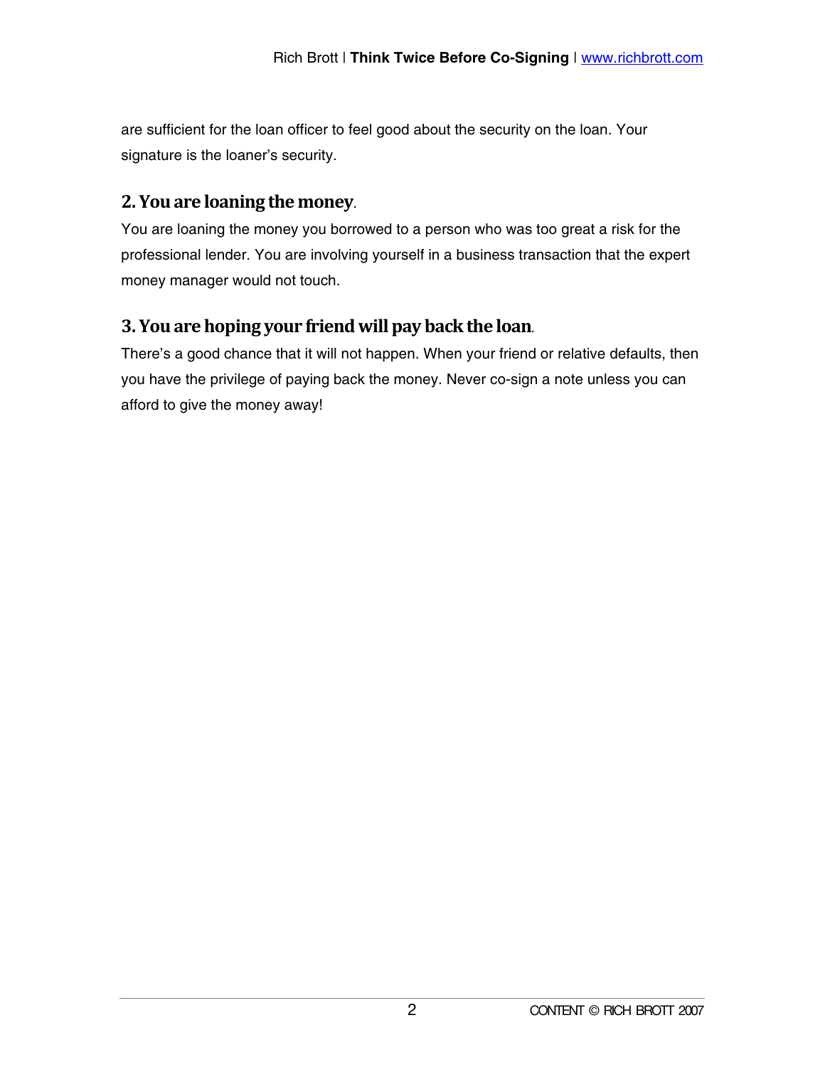are sufficient for the loan officer to feel good about the security on the loan. Your signature is the loaner's security.

## 2. You are loaning the money.

You are loaning the money you borrowed to a person who was too great a risk for the professional lender. You are involving yourself in a business transaction that the expert money manager would not touch.

## 3. You are hoping your friend will pay back the loan.

There's a good chance that it will not happen. When your friend or relative defaults, then you have the privilege of paying back the money. Never co-sign a note unless you can afford to give the money away!